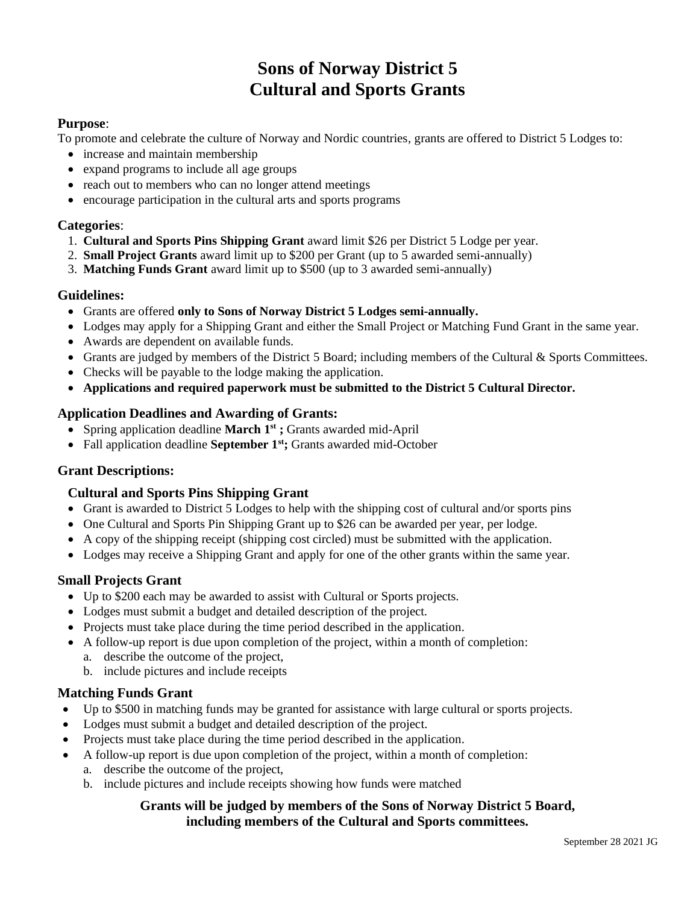# Sons of Norway District 5
# Cultural and Sports Grants

**Purpose**:

To promote and celebrate the culture of Norway and Nordic countries, grants are offered to District 5 Lodges to:

- increase and maintain membership
- expand programs to include all age groups
- reach out to members who can no longer attend meetings
- encourage participation in the cultural arts and sports programs

**Categories**:

1. **Cultural and Sports Pins Shipping Grant** award limit $26 per District 5 Lodge per year.
2. **Small Project Grants** award limit up to $200 per Grant (up to 5 awarded semi-annually)
3. **Matching Funds Grant** award limit up to $500 (up to 3 awarded semi-annually)

**Guidelines:**

- Grants are offered **only to Sons of Norway District 5 Lodges semi-annually.**
- Lodges may apply for a Shipping Grant and either the Small Project or Matching Fund Grant in the same year.
- Awards are dependent on available funds.
- Grants are judged by members of the District 5 Board; including members of the Cultural & Sports Committees.
- Checks will be payable to the lodge making the application.
- **Applications and required paperwork must be submitted to the District 5 Cultural Director.**

**Application Deadlines and Awarding of Grants:**

- Spring application deadline **March 1st ;** Grants awarded mid-April
- Fall application deadline **September 1st;** Grants awarded mid-October

**Grant Descriptions:**

**Cultural and Sports Pins Shipping Grant**

- Grant is awarded to District 5 Lodges to help with the shipping cost of cultural and/or sports pins
- One Cultural and Sports Pin Shipping Grant up to $26 can be awarded per year, per lodge.
- A copy of the shipping receipt (shipping cost circled) must be submitted with the application.
- Lodges may receive a Shipping Grant and apply for one of the other grants within the same year.

**Small Projects Grant**

- Up to $200 each may be awarded to assist with Cultural or Sports projects.
- Lodges must submit a budget and detailed description of the project.
- Projects must take place during the time period described in the application.
- A follow-up report is due upon completion of the project, within a month of completion:
  a. describe the outcome of the project,
  b. include pictures and include receipts

**Matching Funds Grant**

- Up to $500 in matching funds may be granted for assistance with large cultural or sports projects.
- Lodges must submit a budget and detailed description of the project.
- Projects must take place during the time period described in the application.
- A follow-up report is due upon completion of the project, within a month of completion:
  a. describe the outcome of the project,
  b. include pictures and include receipts showing how funds were matched

**Grants will be judged by members of the Sons of Norway District 5 Board, including members of the Cultural and Sports committees.**

September 28 2021 JG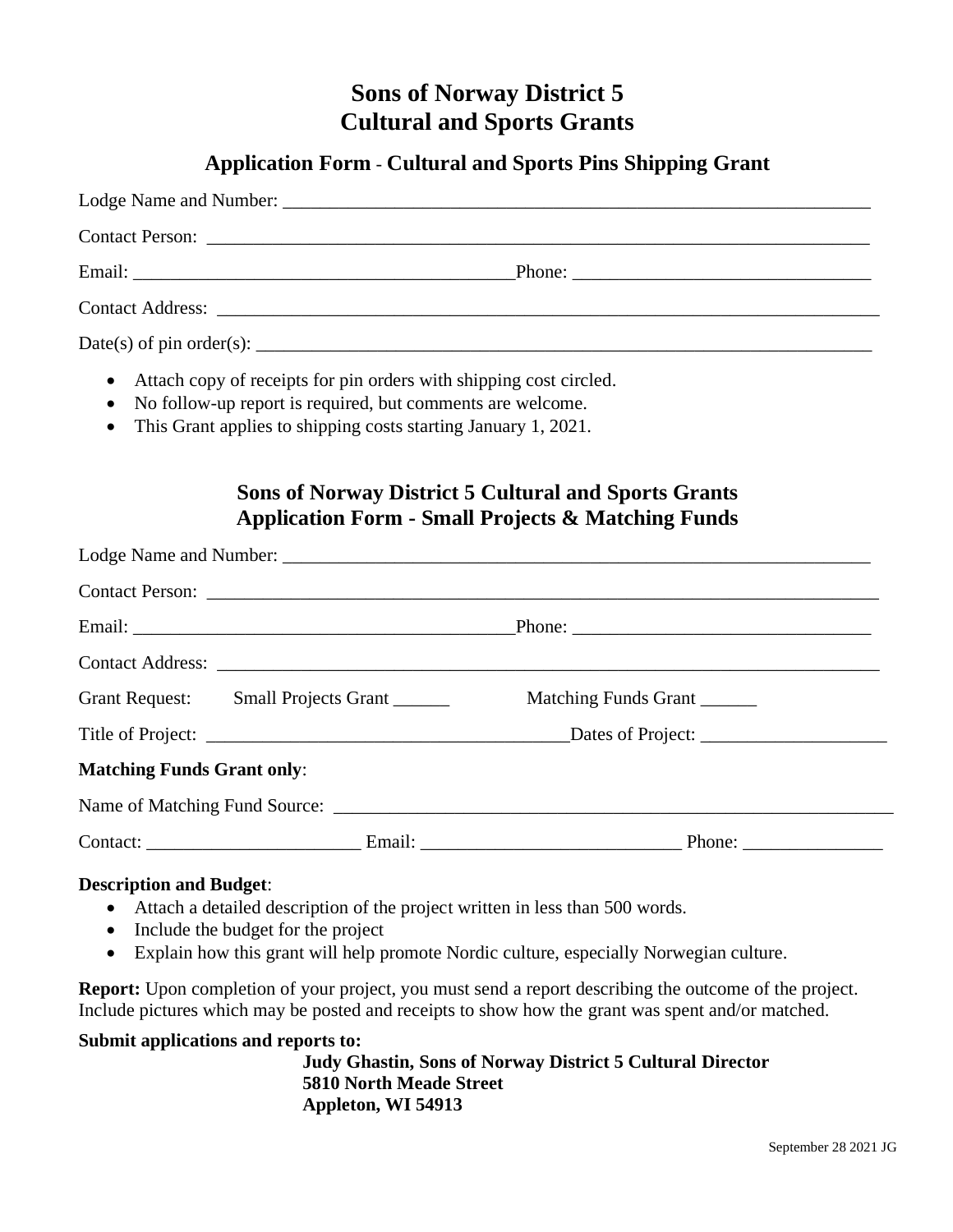# Sons of Norway District 5
# Cultural and Sports Grants

## Application Form - Cultural and Sports Pins Shipping Grant

Lodge Name and Number: ____________________________________________________________________

Contact Person: ____________________________________________________________________________

Email: ________________________________________Phone: _______________________________

Contact Address: ___________________________________________________________________________

Date(s) of pin order(s): ___________________________________________________________________

- Attach copy of receipts for pin orders with shipping cost circled.
- No follow-up report is required, but comments are welcome.
- This Grant applies to shipping costs starting January 1, 2021.

## Sons of Norway District 5 Cultural and Sports Grants
## Application Form - Small Projects & Matching Funds

Lodge Name and Number: ____________________________________________________________________

Contact Person: ____________________________________________________________________________

Email: ________________________________________Phone: _______________________________

Contact Address: ___________________________________________________________________________

Grant Request: Small Projects Grant ______ Matching Funds Grant ______

Title of Project: ______________________________________Dates of Project: ___________________

**Matching Funds Grant only**:

Name of Matching Fund Source: ______________________________________________________________

Contact: ______________________ Email: ___________________________ Phone: _______________

**Description and Budget**:

- Attach a detailed description of the project written in less than 500 words.
- Include the budget for the project
- Explain how this grant will help promote Nordic culture, especially Norwegian culture.

**Report:** Upon completion of your project, you must send a report describing the outcome of the project. Include pictures which may be posted and receipts to show how the grant was spent and/or matched.

**Submit applications and reports to:**

**Judy Ghastin, Sons of Norway District 5 Cultural Director**
**5810 North Meade Street**
**Appleton, WI 54913**

September 28 2021 JG